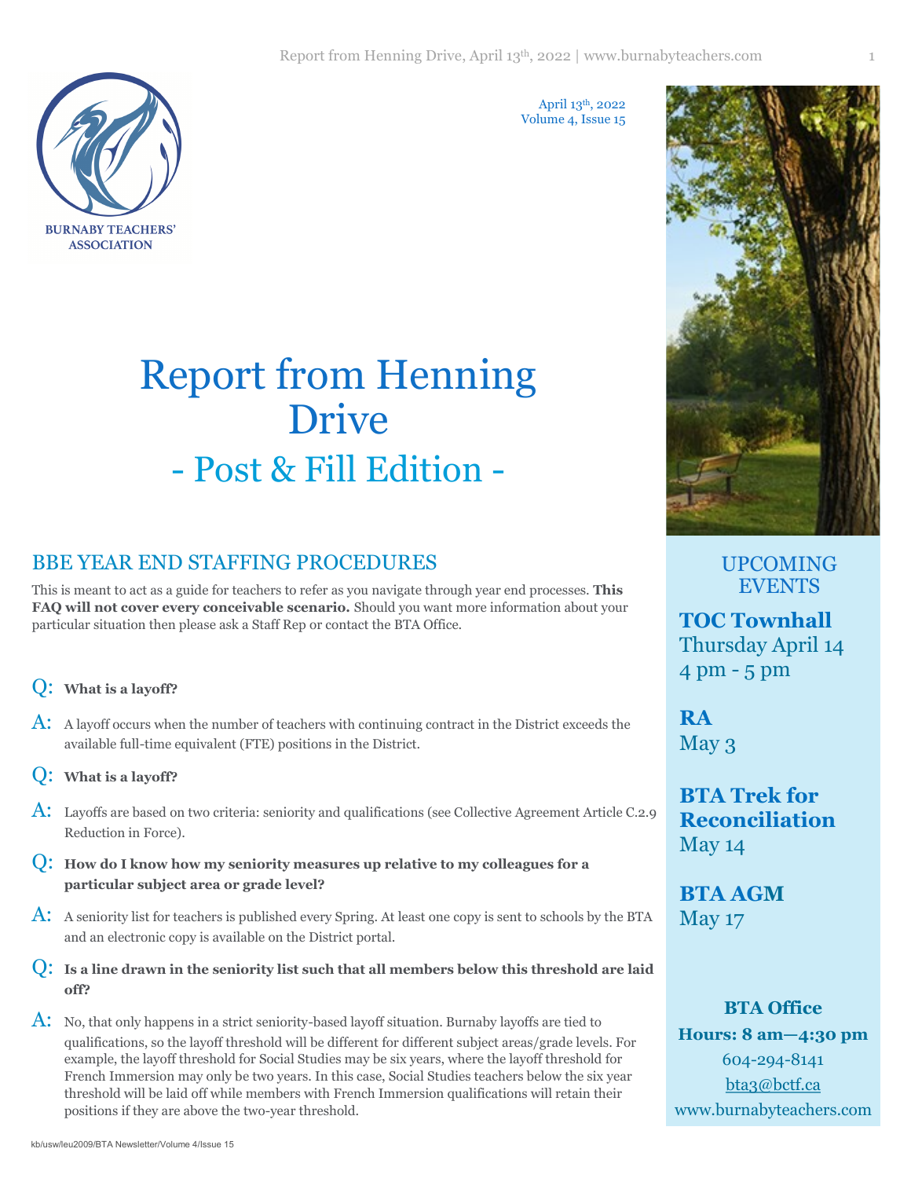April 13th, 2022
Volume 4, Issue 15

BURNABY TEACHERS' ASSOCIATION

# Report from Henning Drive

## - Post & Fill Edition -

## BBE YEAR END STAFFING PROCEDURES

This is meant to act as a guide for teachers to refer as you navigate through year end processes. **This FAQ will not cover every conceivable scenario.** Should you want more information about your particular situation then please ask a Staff Rep or contact the BTA Office.

Q: **What is a layoff?**

A: A layoff occurs when the number of teachers with continuing contract in the District exceeds the available full-time equivalent (FTE) positions in the District.

Q: **What is a layoff?**

A: Layoffs are based on two criteria: seniority and qualifications (see Collective Agreement Article C.2.9 Reduction in Force).

Q: **How do I know how my seniority measures up relative to my colleagues for a particular subject area or grade level?**

A: A seniority list for teachers is published every Spring. At least one copy is sent to schools by the BTA and an electronic copy is available on the District portal.

Q: **Is a line drawn in the seniority list such that all members below this threshold are laid off?**

A: No, that only happens in a strict seniority-based layoff situation. Burnaby layoffs are tied to qualifications, so the layoff threshold will be different for different subject areas/grade levels. For example, the layoff threshold for Social Studies may be six years, where the layoff threshold for French Immersion may only be two years. In this case, Social Studies teachers below the six year threshold will be laid off while members with French Immersion qualifications will retain their positions if they are above the two-year threshold.

### UPCOMING EVENTS

**TOC Townhall**
Thursday April 14
4 pm - 5 pm

**RA**
May 3

**BTA Trek for Reconciliation**
May 14

**BTA AGM**
May 17

**BTA Office**
**Hours: 8 am—4:30 pm**
604-294-8141
bta3@bctf.ca
www.burnabyteachers.com

kb/usw/leu2009/BTA Newsletter/Volume 4/Issue 15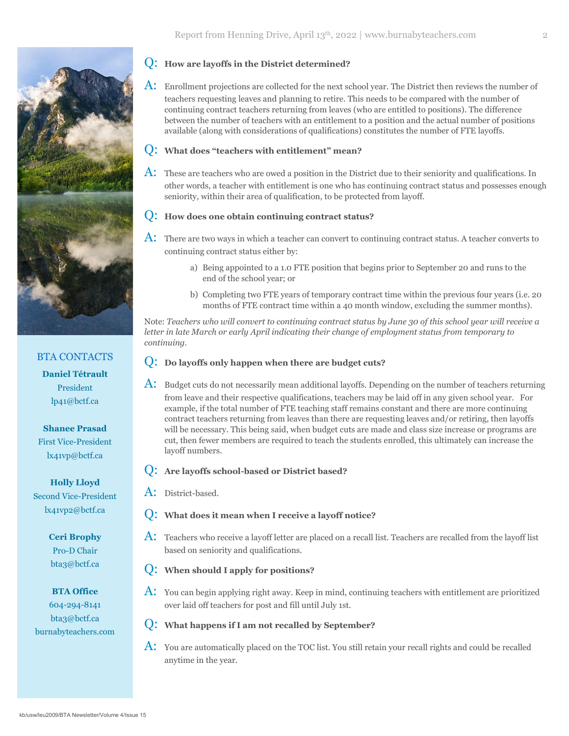**Q: How are layoffs in the District determined?**

A: Enrollment projections are collected for the next school year. The District then reviews the number of teachers requesting leaves and planning to retire. This needs to be compared with the number of continuing contract teachers returning from leaves (who are entitled to positions). The difference between the number of teachers with an entitlement to a position and the actual number of positions available (along with considerations of qualifications) constitutes the number of FTE layoffs.

**Q: What does "teachers with entitlement" mean?**

A: These are teachers who are owed a position in the District due to their seniority and qualifications. In other words, a teacher with entitlement is one who has continuing contract status and possesses enough seniority, within their area of qualification, to be protected from layoff.

**Q: How does one obtain continuing contract status?**

A: There are two ways in which a teacher can convert to continuing contract status. A teacher converts to continuing contract status either by:

a) Being appointed to a 1.0 FTE position that begins prior to September 20 and runs to the end of the school year; or

b) Completing two FTE years of temporary contract time within the previous four years (i.e. 20 months of FTE contract time within a 40 month window, excluding the summer months).

Note: *Teachers who will convert to continuing contract status by June 30 of this school year will receive a letter in late March or early April indicating their change of employment status from temporary to continuing.*

**Q: Do layoffs only happen when there are budget cuts?**

A: Budget cuts do not necessarily mean additional layoffs. Depending on the number of teachers returning from leave and their respective qualifications, teachers may be laid off in any given school year. For example, if the total number of FTE teaching staff remains constant and there are more continuing contract teachers returning from leaves than there are requesting leaves and/or retiring, then layoffs will be necessary. This being said, when budget cuts are made and class size increase or programs are cut, then fewer members are required to teach the students enrolled, this ultimately can increase the layoff numbers.

**Q: Are layoffs school-based or District based?**

A: District-based.

**Q: What does it mean when I receive a layoff notice?**

A: Teachers who receive a layoff letter are placed on a recall list. Teachers are recalled from the layoff list based on seniority and qualifications.

**Q: When should I apply for positions?**

A: You can begin applying right away. Keep in mind, continuing teachers with entitlement are prioritized over laid off teachers for post and fill until July 1st.

**Q: What happens if I am not recalled by September?**

A: You are automatically placed on the TOC list. You still retain your recall rights and could be recalled anytime in the year.

## BTA CONTACTS

**Daniel Tétrault**
President
lp41@bctf.ca

**Shanee Prasad**
First Vice-President
lx41vp@bctf.ca

**Holly Lloyd**
Second Vice-President
lx41vp2@bctf.ca

**Ceri Brophy**
Pro-D Chair
bta3@bctf.ca

**BTA Office**
604-294-8141
bta3@bctf.ca
burnabyteachers.com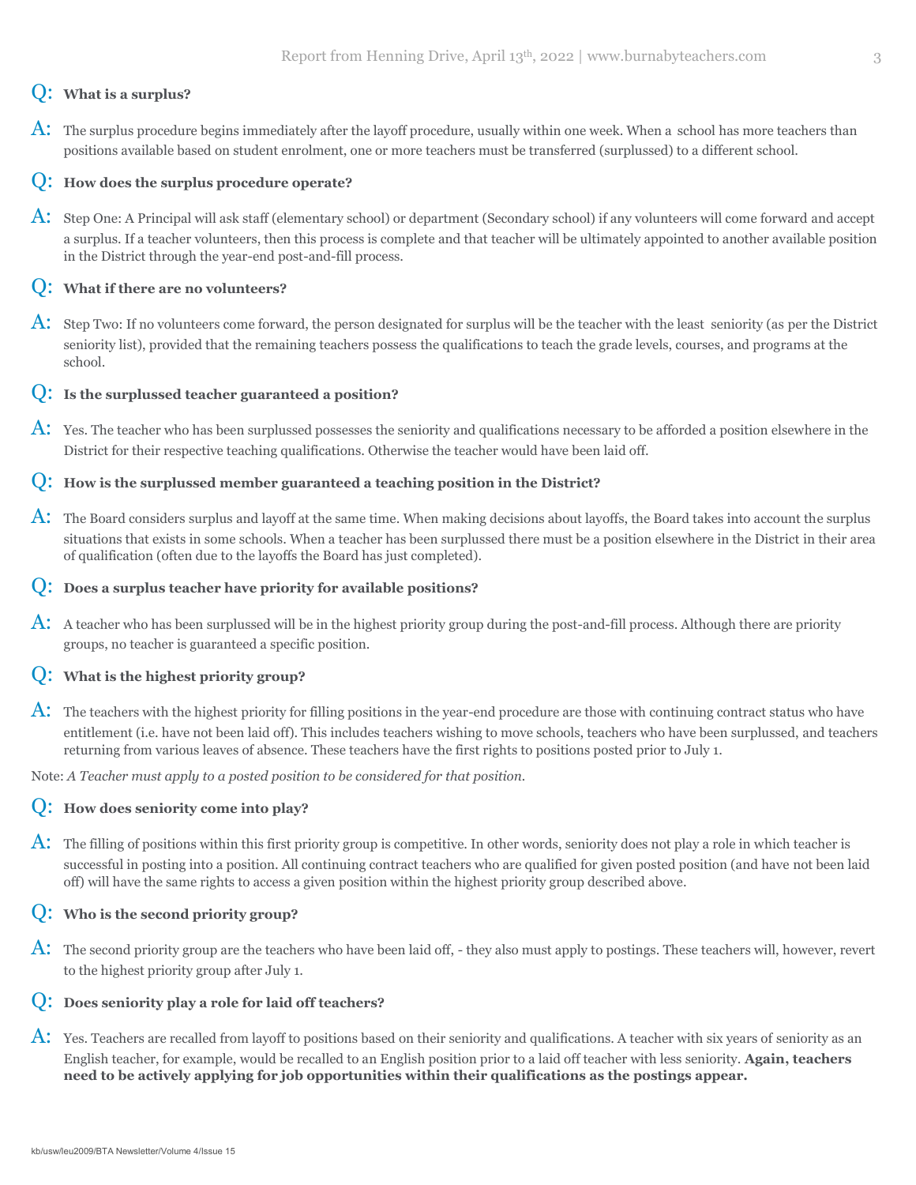**Q: What is a surplus?**

**A:** The surplus procedure begins immediately after the layoff procedure, usually within one week. When a school has more teachers than positions available based on student enrolment, one or more teachers must be transferred (surplussed) to a different school.

**Q: How does the surplus procedure operate?**

**A:** Step One: A Principal will ask staff (elementary school) or department (Secondary school) if any volunteers will come forward and accept a surplus. If a teacher volunteers, then this process is complete and that teacher will be ultimately appointed to another available position in the District through the year-end post-and-fill process.

**Q: What if there are no volunteers?**

**A:** Step Two: If no volunteers come forward, the person designated for surplus will be the teacher with the least seniority (as per the District seniority list), provided that the remaining teachers possess the qualifications to teach the grade levels, courses, and programs at the school.

**Q: Is the surplussed teacher guaranteed a position?**

**A:** Yes. The teacher who has been surplussed possesses the seniority and qualifications necessary to be afforded a position elsewhere in the District for their respective teaching qualifications. Otherwise the teacher would have been laid off.

**Q: How is the surplussed member guaranteed a teaching position in the District?**

**A:** The Board considers surplus and layoff at the same time. When making decisions about layoffs, the Board takes into account the surplus situations that exists in some schools. When a teacher has been surplussed there must be a position elsewhere in the District in their area of qualification (often due to the layoffs the Board has just completed).

**Q: Does a surplus teacher have priority for available positions?**

**A:** A teacher who has been surplussed will be in the highest priority group during the post-and-fill process. Although there are priority groups, no teacher is guaranteed a specific position.

**Q: What is the highest priority group?**

**A:** The teachers with the highest priority for filling positions in the year-end procedure are those with continuing contract status who have entitlement (i.e. have not been laid off). This includes teachers wishing to move schools, teachers who have been surplussed, and teachers returning from various leaves of absence. These teachers have the first rights to positions posted prior to July 1.

Note: *A Teacher must apply to a posted position to be considered for that position.*

**Q: How does seniority come into play?**

**A:** The filling of positions within this first priority group is competitive. In other words, seniority does not play a role in which teacher is successful in posting into a position. All continuing contract teachers who are qualified for given posted position (and have not been laid off) will have the same rights to access a given position within the highest priority group described above.

**Q: Who is the second priority group?**

**A:** The second priority group are the teachers who have been laid off, - they also must apply to postings. These teachers will, however, revert to the highest priority group after July 1.

**Q: Does seniority play a role for laid off teachers?**

**A:** Yes. Teachers are recalled from layoff to positions based on their seniority and qualifications. A teacher with six years of seniority as an English teacher, for example, would be recalled to an English position prior to a laid off teacher with less seniority. **Again, teachers need to be actively applying for job opportunities within their qualifications as the postings appear.**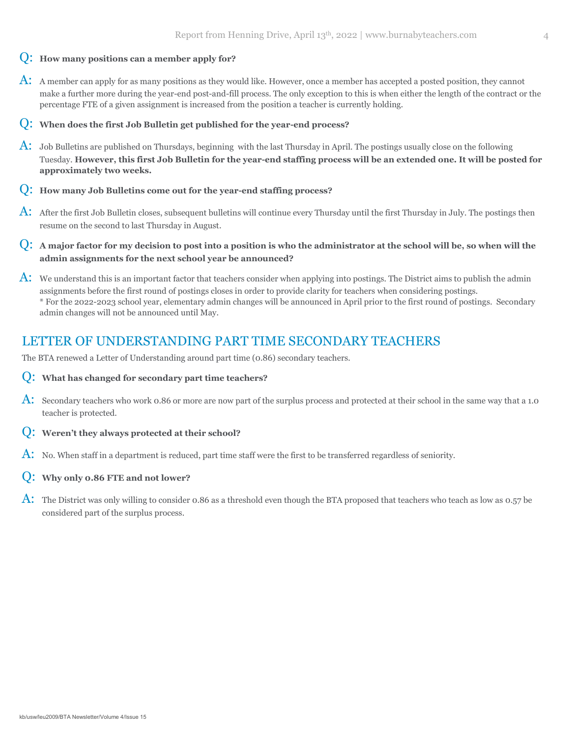**Q: How many positions can a member apply for?**

A: A member can apply for as many positions as they would like. However, once a member has accepted a posted position, they cannot make a further more during the year-end post-and-fill process. The only exception to this is when either the length of the contract or the percentage FTE of a given assignment is increased from the position a teacher is currently holding.

**Q: When does the first Job Bulletin get published for the year-end process?**

A: Job Bulletins are published on Thursdays, beginning with the last Thursday in April. The postings usually close on the following Tuesday. **However, this first Job Bulletin for the year-end staffing process will be an extended one. It will be posted for approximately two weeks.**

**Q: How many Job Bulletins come out for the year-end staffing process?**

A: After the first Job Bulletin closes, subsequent bulletins will continue every Thursday until the first Thursday in July. The postings then resume on the second to last Thursday in August.

**Q: A major factor for my decision to post into a position is who the administrator at the school will be, so when will the admin assignments for the next school year be announced?**

A: We understand this is an important factor that teachers consider when applying into postings. The District aims to publish the admin assignments before the first round of postings closes in order to provide clarity for teachers when considering postings.
* For the 2022-2023 school year, elementary admin changes will be announced in April prior to the first round of postings. Secondary admin changes will not be announced until May.

## LETTER OF UNDERSTANDING PART TIME SECONDARY TEACHERS

The BTA renewed a Letter of Understanding around part time (0.86) secondary teachers.

**Q: What has changed for secondary part time teachers?**

A: Secondary teachers who work 0.86 or more are now part of the surplus process and protected at their school in the same way that a 1.0 teacher is protected.

**Q: Weren't they always protected at their school?**

A: No. When staff in a department is reduced, part time staff were the first to be transferred regardless of seniority.

**Q: Why only 0.86 FTE and not lower?**

A: The District was only willing to consider 0.86 as a threshold even though the BTA proposed that teachers who teach as low as 0.57 be considered part of the surplus process.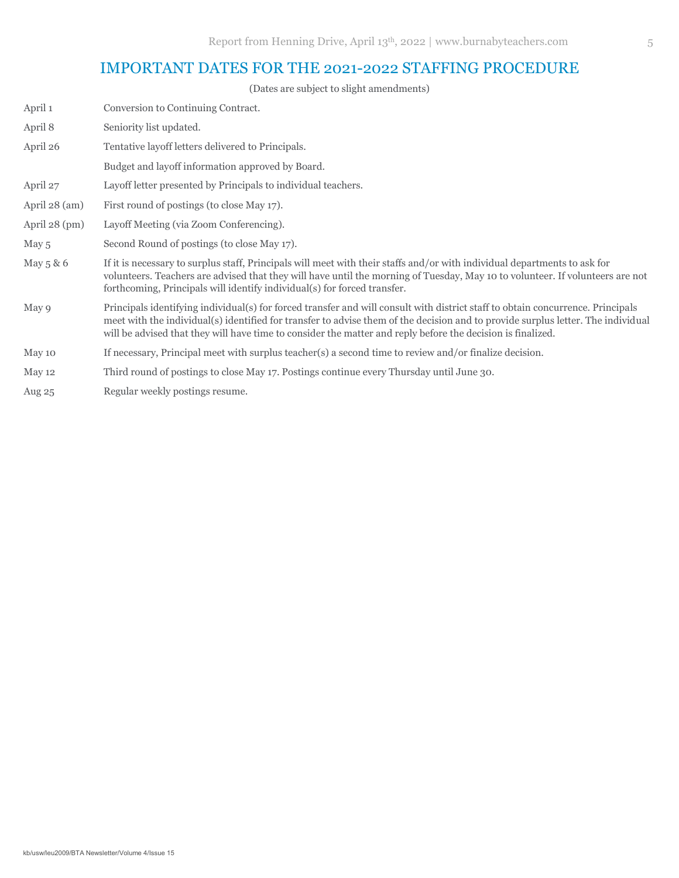## IMPORTANT DATES FOR THE 2021-2022 STAFFING PROCEDURE

(Dates are subject to slight amendments)

| | |
|---|---|
| April 1 | Conversion to Continuing Contract. |
| April 8 | Seniority list updated. |
| April 26 | Tentative layoff letters delivered to Principals. |
| | Budget and layoff information approved by Board. |
| April 27 | Layoff letter presented by Principals to individual teachers. |
| April 28 (am) | First round of postings (to close May 17). |
| April 28 (pm) | Layoff Meeting (via Zoom Conferencing). |
| May 5 | Second Round of postings (to close May 17). |
| May 5 & 6 | If it is necessary to surplus staff, Principals will meet with their staffs and/or with individual departments to ask for volunteers. Teachers are advised that they will have until the morning of Tuesday, May 10 to volunteer. If volunteers are not forthcoming, Principals will identify individual(s) for forced transfer. |
| May 9 | Principals identifying individual(s) for forced transfer and will consult with district staff to obtain concurrence. Principals meet with the individual(s) identified for transfer to advise them of the decision and to provide surplus letter. The individual will be advised that they will have time to consider the matter and reply before the decision is finalized. |
| May 10 | If necessary, Principal meet with surplus teacher(s) a second time to review and/or finalize decision. |
| May 12 | Third round of postings to close May 17. Postings continue every Thursday until June 30. |
| Aug 25 | Regular weekly postings resume. |